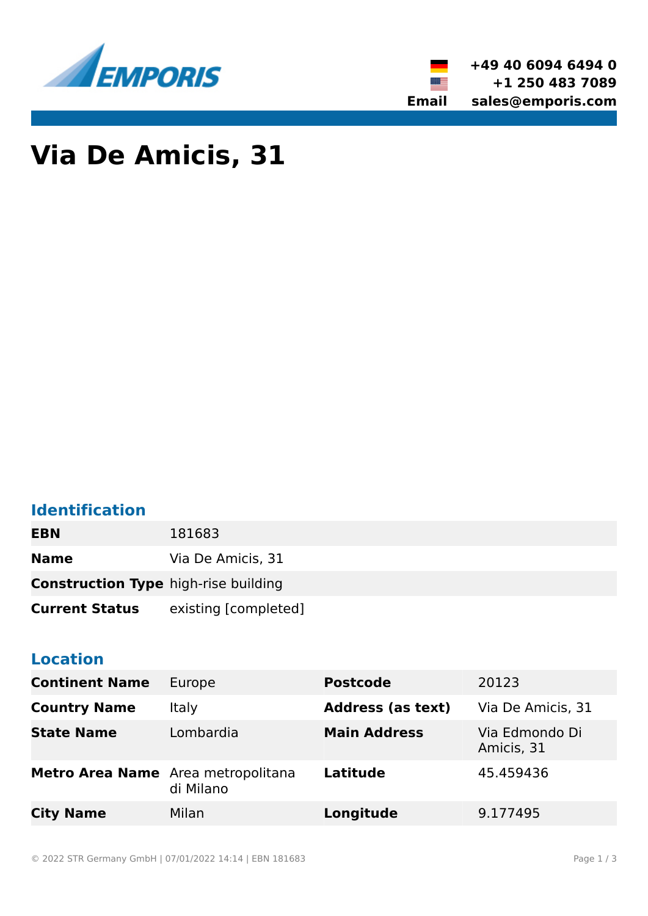+49 40 6094 6494 0
+1 250 483 7089
Email sales@emporis.com

# Via De Amicis, 31

## Identification

| | |
|---|---|
| **EBN** | 181683 |
| **Name** | Via De Amicis, 31 |
| **Construction Type** | high-rise building |
| **Current Status** | existing [completed] |

## Location

| | | | |
|---|---|---|---|
| **Continent Name** | Europe | **Postcode** | 20123 |
| **Country Name** | Italy | **Address (as text)** | Via De Amicis, 31 |
| **State Name** | Lombardia | **Main Address** | Via Edmondo Di Amicis, 31 |
| **Metro Area Name** | Area metropolitana di Milano | **Latitude** | 45.459436 |
| **City Name** | Milan | **Longitude** | 9.177495 |

© 2022 STR Germany GmbH | 07/01/2022 14:14 | EBN 181683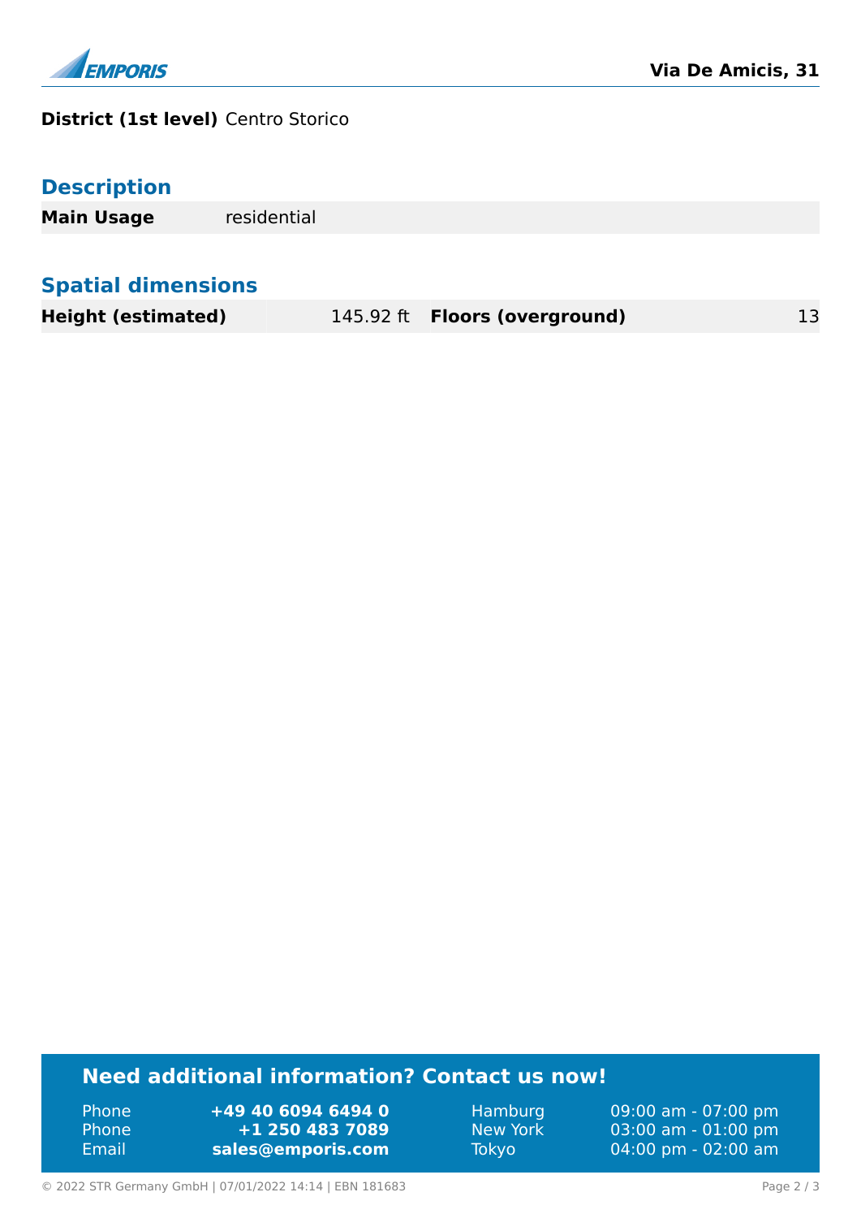**District (1st level)** Centro Storico

## Description

| **Main Usage** | residential |
|---|---|

## Spatial dimensions

| **Height (estimated)** | 145.92 ft | **Floors (overground)** | 13 |
|---|---|---|---|

## Need additional information? Contact us now!

| | | | |
|---|---|---|---|
| Phone | **+49 40 6094 6494 0** | Hamburg | 09:00 am - 07:00 pm |
| Phone | **+1 250 483 7089** | New York | 03:00 am - 01:00 pm |
| Email | **sales@emporis.com** | Tokyo | 04:00 pm - 02:00 am |

© 2022 STR Germany GmbH | 07/01/2022 14:14 | EBN 181683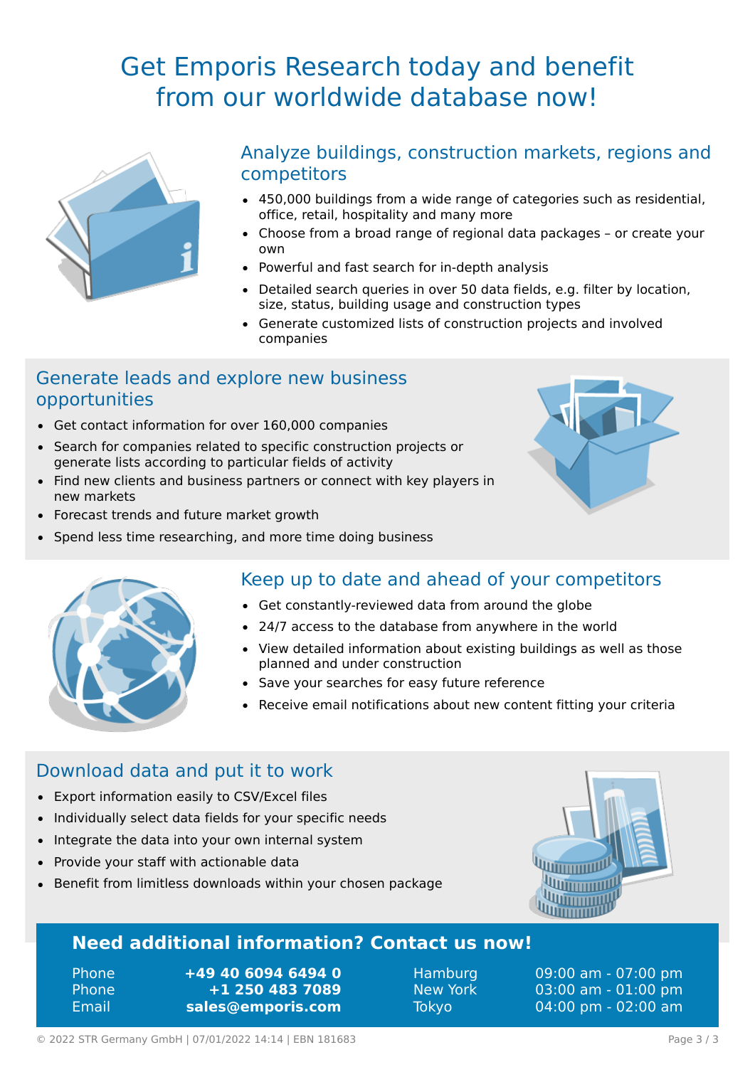# Get Emporis Research today and benefit from our worldwide database now!

## Analyze buildings, construction markets, regions and competitors

- 450,000 buildings from a wide range of categories such as residential, office, retail, hospitality and many more
- Choose from a broad range of regional data packages – or create your own
- Powerful and fast search for in-depth analysis
- Detailed search queries in over 50 data fields, e.g. filter by location, size, status, building usage and construction types
- Generate customized lists of construction projects and involved companies

## Generate leads and explore new business opportunities

- Get contact information for over 160,000 companies
- Search for companies related to specific construction projects or generate lists according to particular fields of activity
- Find new clients and business partners or connect with key players in new markets
- Forecast trends and future market growth
- Spend less time researching, and more time doing business

## Keep up to date and ahead of your competitors

- Get constantly-reviewed data from around the globe
- 24/7 access to the database from anywhere in the world
- View detailed information about existing buildings as well as those planned and under construction
- Save your searches for easy future reference
- Receive email notifications about new content fitting your criteria

## Download data and put it to work

- Export information easily to CSV/Excel files
- Individually select data fields for your specific needs
- Integrate the data into your own internal system
- Provide your staff with actionable data
- Benefit from limitless downloads within your chosen package

### Need additional information? Contact us now!

| | | | |
|---|---|---|---|
| Phone | **+49 40 6094 6494 0** | Hamburg | 09:00 am - 07:00 pm |
| Phone | **+1 250 483 7089** | New York | 03:00 am - 01:00 pm |
| Email | **sales@emporis.com** | Tokyo | 04:00 pm - 02:00 am |

© 2022 STR Germany GmbH | 07/01/2022 14:14 | EBN 181683